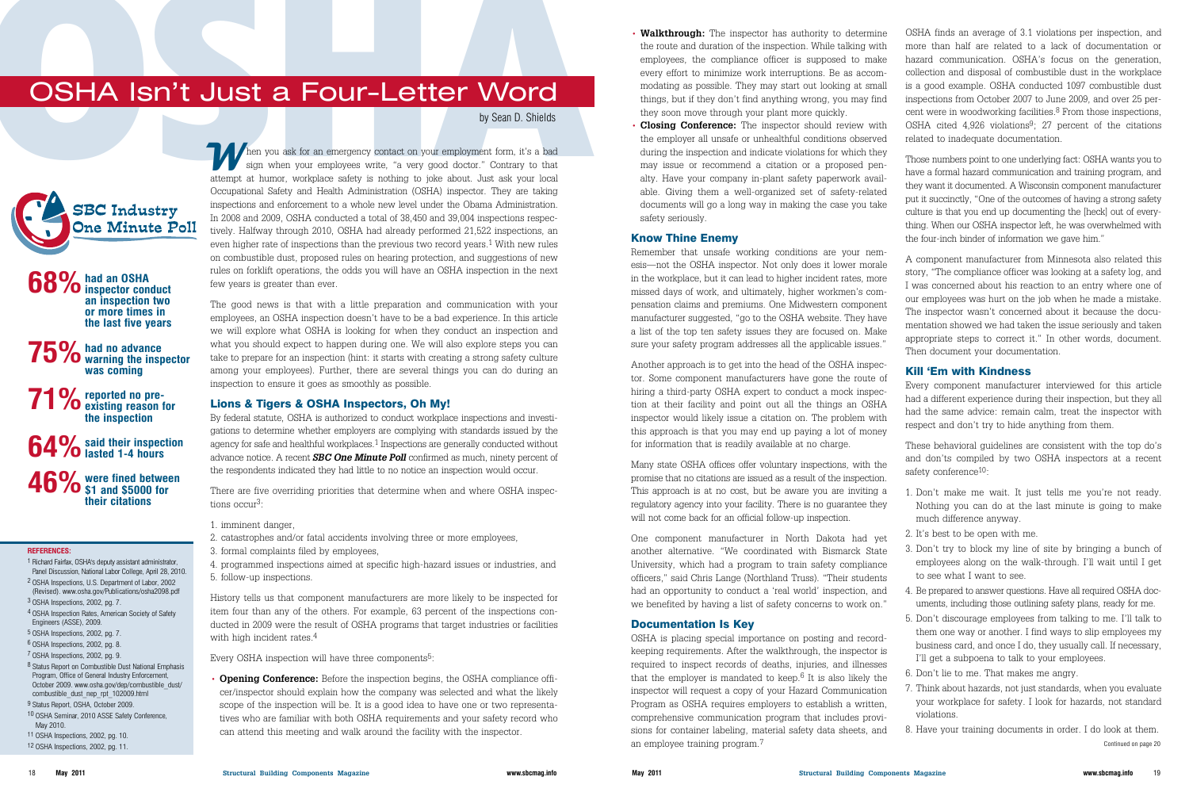# OSHA Isn't Just a Four-Letter Word

by Sean D. Shields

**SBC Industry One Minute Poll**

**68%** had an OSHA inspector conduct an inspection two or more times in the last five years

**75%** had no advance warning the inspector was coming

**71%** reported no pre-existing reason for the inspection

**64%** said their inspection lasted 1-4 hours

**46%** were fined between $1 and $5000 for their citations

When you ask for an emergency contact on your employment form, it's a bad sign when your employees write, "a very good doctor." Contrary to that attempt at humor, workplace safety is nothing to joke about. Just ask your local Occupational Safety and Health Administration (OSHA) inspector. They are taking inspections and enforcement to a whole new level under the Obama Administration. In 2008 and 2009, OSHA conducted a total of 38,450 and 39,004 inspections respectively. Halfway through 2010, OSHA had already performed 21,522 inspections, an even higher rate of inspections than the previous two record years.[1] With new rules on combustible dust, proposed rules on hearing protection, and suggestions of new rules on forklift operations, the odds you will have an OSHA inspection in the next few years is greater than ever.

The good news is that with a little preparation and communication with your employees, an OSHA inspection doesn't have to be a bad experience. In this article we will explore what OSHA is looking for when they conduct an inspection and what you should expect to happen during one. We will also explore steps you can take to prepare for an inspection (hint: it starts with creating a strong safety culture among your employees). Further, there are several things you can do during an inspection to ensure it goes as smoothly as possible.

## Lions & Tigers & OSHA Inspectors, Oh My!

By federal statute, OSHA is authorized to conduct workplace inspections and investigations to determine whether employers are complying with standards issued by the agency for safe and healthful workplaces.[1] Inspections are generally conducted without advance notice. A recent ***SBC One Minute Poll*** confirmed as much, ninety percent of the respondents indicated they had little to no notice an inspection would occur.

There are five overriding priorities that determine when and where OSHA inspections occur[3]:

1. imminent danger,
2. catastrophes and/or fatal accidents involving three or more employees,
3. formal complaints filed by employees,
4. programmed inspections aimed at specific high-hazard issues or industries, and
5. follow-up inspections.

History tells us that component manufacturers are more likely to be inspected for item four than any of the others. For example, 63 percent of the inspections conducted in 2009 were the result of OSHA programs that target industries or facilities with high incident rates.[4]

Every OSHA inspection will have three components[5]:

- **Opening Conference:** Before the inspection begins, the OSHA compliance officer/inspector should explain how the company was selected and what the likely scope of the inspection will be. It is a good idea to have one or two representatives who are familiar with both OSHA requirements and your safety record who can attend this meeting and walk around the facility with the inspector.
- **Walkthrough:** The inspector has authority to determine the route and duration of the inspection. While talking with employees, the compliance officer is supposed to make every effort to minimize work interruptions. Be as accommodating as possible. They may start out looking at small things, but if they don't find anything wrong, you may find they soon move through your plant more quickly.
- **Closing Conference:** The inspector should review with the employer all unsafe or unhealthful conditions observed during the inspection and indicate violations for which they may issue or recommend a citation or a proposed penalty. Have your company in-plant safety paperwork available. Giving them a well-organized set of safety-related documents will go a long way in making the case you take safety seriously.

## Know Thine Enemy

Remember that unsafe working conditions are your nemesis—not the OSHA inspector. Not only does it lower morale in the workplace, but it can lead to higher incident rates, more missed days of work, and ultimately, higher workmen's compensation claims and premiums. One Midwestern component manufacturer suggested, "go to the OSHA website. They have a list of the top ten safety issues they are focused on. Make sure your safety program addresses all the applicable issues."

Another approach is to get into the head of the OSHA inspector. Some component manufacturers have gone the route of hiring a third-party OSHA expert to conduct a mock inspection at their facility and point out all the things an OSHA inspector would likely issue a citation on. The problem with this approach is that you may end up paying a lot of money for information that is readily available at no charge.

Many state OSHA offices offer voluntary inspections, with the promise that no citations are issued as a result of the inspection. This approach is at no cost, but be aware you are inviting a regulatory agency into your facility. There is no guarantee they will not come back for an official follow-up inspection.

One component manufacturer in North Dakota had yet another alternative. "We coordinated with Bismarck State University, which had a program to train safety compliance officers," said Chris Lange (Northland Truss). "Their students had an opportunity to conduct a 'real world' inspection, and we benefited by having a list of safety concerns to work on."

## Documentation Is Key

OSHA is placing special importance on posting and recordkeeping requirements. After the walkthrough, the inspector is required to inspect records of deaths, injuries, and illnesses that the employer is mandated to keep.[6] It is also likely the inspector will request a copy of your Hazard Communication Program as OSHA requires employers to establish a written, comprehensive communication program that includes provisions for container labeling, material safety data sheets, and an employee training program.[7]

OSHA finds an average of 3.1 violations per inspection, and more than half are related to a lack of documentation or hazard communication. OSHA's focus on the generation, collection and disposal of combustible dust in the workplace is a good example. OSHA conducted 1097 combustible dust inspections from October 2007 to June 2009, and over 25 percent were in woodworking facilities.[8] From those inspections, OSHA cited 4,926 violations[9]; 27 percent of the citations related to inadequate documentation.

Those numbers point to one underlying fact: OSHA wants you to have a formal hazard communication and training program, and they want it documented. A Wisconsin component manufacturer put it succinctly, "One of the outcomes of having a strong safety culture is that you end up documenting the [heck] out of everything. When our OSHA inspector left, he was overwhelmed with the four-inch binder of information we gave him."

A component manufacturer from Minnesota also related this story, "The compliance officer was looking at a safety log, and I was concerned about his reaction to an entry where one of our employees was hurt on the job when he made a mistake. The inspector wasn't concerned about it because the documentation showed we had taken the issue seriously and taken appropriate steps to correct it." In other words, document. Then document your documentation.

## Kill 'Em with Kindness

Every component manufacturer interviewed for this article had a different experience during their inspection, but they all had the same advice: remain calm, treat the inspector with respect and don't try to hide anything from them.

These behavioral guidelines are consistent with the top do's and don'ts compiled by two OSHA inspectors at a recent safety conference[10]:

1. Don't make me wait. It just tells me you're not ready. Nothing you can do at the last minute is going to make much difference anyway.
2. It's best to be open with me.
3. Don't try to block my line of site by bringing a bunch of employees along on the walk-through. I'll wait until I get to see what I want to see.
4. Be prepared to answer questions. Have all required OSHA documents, including those outlining safety plans, ready for me.
5. Don't discourage employees from talking to me. I'll talk to them one way or another. I find ways to slip employees my business card, and once I do, they usually call. If necessary, I'll get a subpoena to talk to your employees.
6. Don't lie to me. That makes me angry.
7. Think about hazards, not just standards, when you evaluate your workplace for safety. I look for hazards, not standard violations.
8. Have your training documents in order. I do look at them.

Continued on page 20

**REFERENCES:**

1 Richard Fairfax, OSHA's deputy assistant administrator, Panel Discussion, National Labor College, April 28, 2010.
2 OSHA Inspections, U.S. Department of Labor, 2002 (Revised). www.osha.gov/Publications/osha2098.pdf
3 OSHA Inspections, 2002, pg. 7.
4 OSHA Inspection Rates, American Society of Safety Engineers (ASSE), 2009.
5 OSHA Inspections, 2002, pg. 7.
6 OSHA Inspections, 2002, pg. 8.
7 OSHA Inspections, 2002, pg. 9.
8 Status Report on Combustible Dust National Emphasis Program, Office of General Industry Enforcement, October 2009. www.osha.gov/dep/combustible_dust/combustible_dust_nep_rpt_102009.html
9 Status Report, OSHA, October 2009.
10 OSHA Seminar, 2010 ASSE Safety Conference, May 2010.
11 OSHA Inspections, 2002, pg. 10.
12 OSHA Inspections, 2002, pg. 11.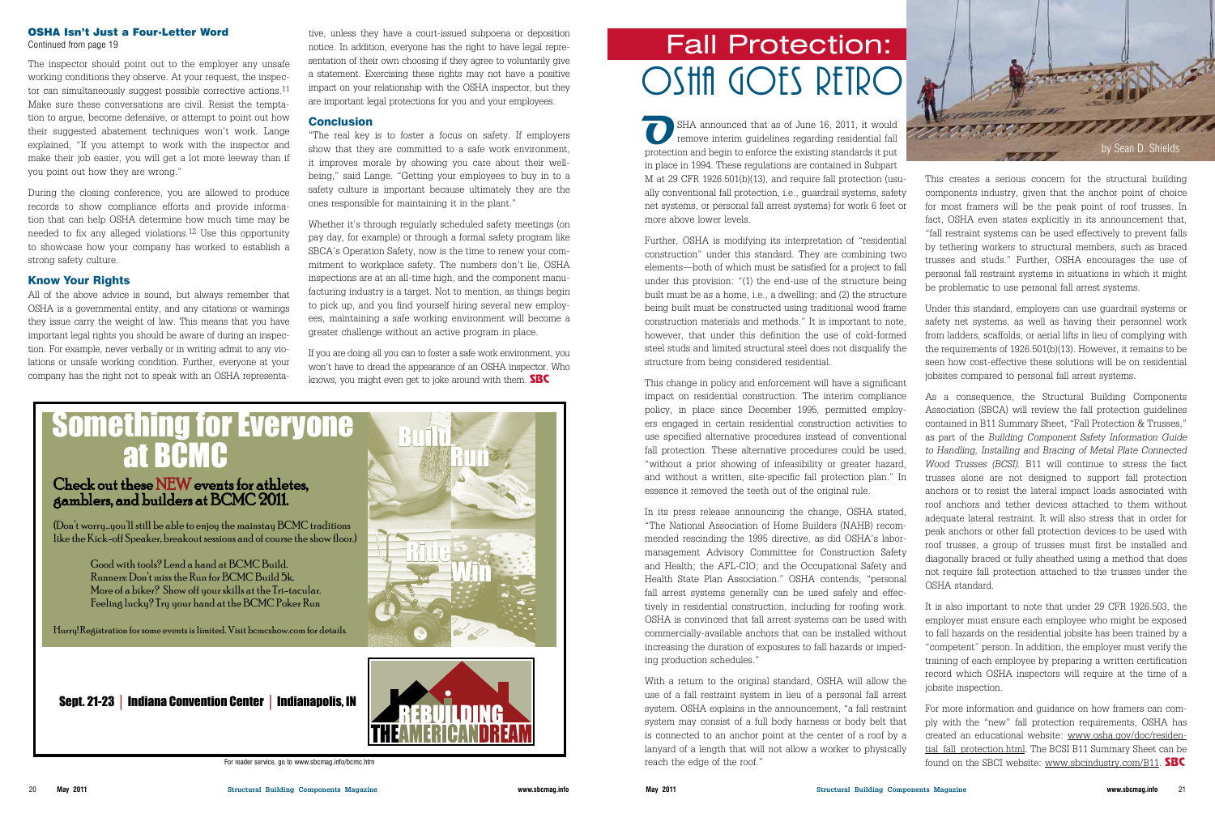## OSHA Isn't Just a Four-Letter Word

Continued from page 19

The inspector should point out to the employer any unsafe working conditions they observe. At your request, the inspector can simultaneously suggest possible corrective actions.[11] Make sure these conversations are civil. Resist the temptation to argue, become defensive, or attempt to point out how their suggested abatement techniques won't work. Lange explained, "If you attempt to work with the inspector and make their job easier, you will get a lot more leeway than if you point out how they are wrong."

During the closing conference, you are allowed to produce records to show compliance efforts and provide information that can help OSHA determine how much time may be needed to fix any alleged violations.[12] Use this opportunity to showcase how your company has worked to establish a strong safety culture.

### Know Your Rights

All of the above advice is sound, but always remember that OSHA is a governmental entity, and any citations or warnings they issue carry the weight of law. This means that you have important legal rights you should be aware of during an inspection. For example, never verbally or in writing admit to any violations or unsafe working condition. Further, everyone at your company has the right not to speak with an OSHA representative, unless they have a court-issued subpoena or deposition notice. In addition, everyone has the right to have legal representation of their own choosing if they agree to voluntarily give a statement. Exercising these rights may not have a positive impact on your relationship with the OSHA inspector, but they are important legal protections for you and your employees.

### Conclusion

"The real key is to foster a focus on safety. If employers show that they are committed to a safe work environment, it improves morale by showing you care about their well-being," said Lange. "Getting your employees to buy in to a safety culture is important because ultimately they are the ones responsible for maintaining it in the plant."

Whether it's through regularly scheduled safety meetings (on pay day, for example) or through a formal safety program like SBCA's Operation Safety, now is the time to renew your commitment to workplace safety. The numbers don't lie, OSHA inspections are at an all-time high, and the component manufacturing industry is a target. Not to mention, as things begin to pick up, and you find yourself hiring several new employees, maintaining a safe working environment will become a greater challenge without an active program in place.

If you are doing all you can to foster a safe work environment, you won't have to dread the appearance of an OSHA inspector. Who knows, you might even get to joke around with them. **SBC**

# Something for Everyone at BCMC

## Check out these NEW events for athletes, gamblers, and builders at BCMC 2011.

(Don't worry…you'll still be able to enjoy the mainstay BCMC traditions like the Kick-off Speaker, breakout sessions and of course the show floor.)

Good with tools? Lend a hand at BCMC Build.
Runners: Don't miss the Run for BCMC Build 5k.
More of a biker? Show off your skills at the Tri-tacular.
Feeling lucky? Try your hand at the BCMC Poker Run

Build · Run · Ride · Win

Hurry! Registration for some events is limited. Visit bcmcshow.com for details.

**Sept. 21-23 | Indiana Convention Center | Indianapolis, IN**

REBUILDING THE AMERICAN DREAM

For reader service, go to www.sbcmag.info/bcmc.htm

# Fall Protection: OSHA Goes Retro

by Sean D. Shields

OSHA announced that as of June 16, 2011, it would remove interim guidelines regarding residential fall protection and begin to enforce the existing standards it put in place in 1994. These regulations are contained in Subpart M at 29 CFR 1926.501(b)(13), and require fall protection (usually conventional fall protection, i.e., guardrail systems, safety net systems, or personal fall arrest systems) for work 6 feet or more above lower levels.

Further, OSHA is modifying its interpretation of "residential construction" under this standard. They are combining two elements—both of which must be satisfied for a project to fall under this provision: "(1) the end-use of the structure being built must be as a home, i.e., a dwelling; and (2) the structure being built must be constructed using traditional wood frame construction materials and methods." It is important to note, however, that under this definition the use of cold-formed steel studs and limited structural steel does not disqualify the structure from being considered residential.

This change in policy and enforcement will have a significant impact on residential construction. The interim compliance policy, in place since December 1995, permitted employers engaged in certain residential construction activities to use specified alternative procedures instead of conventional fall protection. These alternative procedures could be used, "without a prior showing of infeasibility or greater hazard, and without a written, site-specific fall protection plan." In essence it removed the teeth out of the original rule.

In its press release announcing the change, OSHA stated, "The National Association of Home Builders (NAHB) recommended rescinding the 1995 directive, as did OSHA's labor-management Advisory Committee for Construction Safety and Health; the AFL-CIO; and the Occupational Safety and Health State Plan Association." OSHA contends, "personal fall arrest systems generally can be used safely and effectively in residential construction, including for roofing work. OSHA is convinced that fall arrest systems can be used with commercially-available anchors that can be installed without increasing the duration of exposures to fall hazards or impeding production schedules."

With a return to the original standard, OSHA will allow the use of a fall restraint system in lieu of a personal fall arrest system. OSHA explains in the announcement, "a fall restraint system may consist of a full body harness or body belt that is connected to an anchor point at the center of a roof by a lanyard of a length that will not allow a worker to physically reach the edge of the roof."

This creates a serious concern for the structural building components industry, given that the anchor point of choice for most framers will be the peak point of roof trusses. In fact, OSHA even states explicitly in its announcement that, "fall restraint systems can be used effectively to prevent falls by tethering workers to structural members, such as braced trusses and studs." Further, OSHA encourages the use of personal fall restraint systems in situations in which it might be problematic to use personal fall arrest systems.

Under this standard, employers can use guardrail systems or safety net systems, as well as having their personnel work from ladders, scaffolds, or aerial lifts in lieu of complying with the requirements of 1926.501(b)(13). However, it remains to be seen how cost-effective these solutions will be on residential jobsites compared to personal fall arrest systems.

As a consequence, the Structural Building Components Association (SBCA) will review the fall protection guidelines contained in B11 Summary Sheet, "Fall Protection & Trusses," as part of the *Building Component Safety Information Guide to Handling, Installing and Bracing of Metal Plate Connected Wood Trusses (BCSI)*. B11 will continue to stress the fact trusses alone are not designed to support fall protection anchors or to resist the lateral impact loads associated with roof anchors and tether devices attached to them without adequate lateral restraint. It will also stress that in order for peak anchors or other fall protection devices to be used with roof trusses, a group of trusses must first be installed and diagonally braced or fully sheathed using a method that does not require fall protection attached to the trusses under the OSHA standard.

It is also important to note that under 29 CFR 1926.503, the employer must ensure each employee who might be exposed to fall hazards on the residential jobsite has been trained by a "competent" person. In addition, the employer must verify the training of each employee by preparing a written certification record which OSHA inspectors will require at the time of a jobsite inspection.

For more information and guidance on how framers can comply with the "new" fall protection requirements, OSHA has created an educational website: www.osha.gov/doc/residential_fall_protection.html. The BCSI B11 Summary Sheet can be found on the SBCI website: www.sbcindustry.com/B11. **SBC**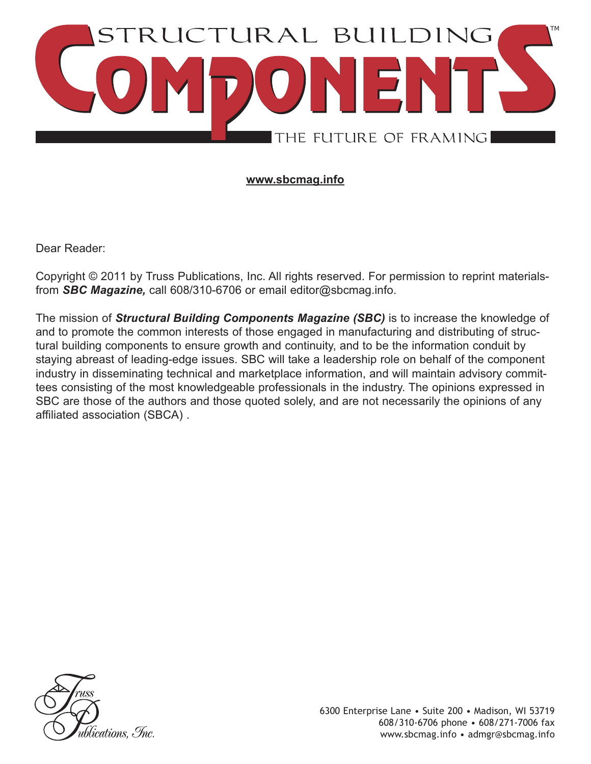# STRUCTURAL BUILDING COMPONENTS™

THE FUTURE OF FRAMING

**www.sbcmag.info**

Dear Reader:

Copyright © 2011 by Truss Publications, Inc. All rights reserved. For permission to reprint materialsfrom ***SBC Magazine,*** call 608/310-6706 or email editor@sbcmag.info.

The mission of ***Structural Building Components Magazine (SBC)*** is to increase the knowledge of and to promote the common interests of those engaged in manufacturing and distributing of structural building components to ensure growth and continuity, and to be the information conduit by staying abreast of leading-edge issues. SBC will take a leadership role on behalf of the component industry in disseminating technical and marketplace information, and will maintain advisory committees consisting of the most knowledgeable professionals in the industry. The opinions expressed in SBC are those of the authors and those quoted solely, and are not necessarily the opinions of any affiliated association (SBCA) .

Truss Publications, Inc.

6300 Enterprise Lane • Suite 200 • Madison, WI 53719
608/310-6706 phone • 608/271-7006 fax
www.sbcmag.info • admgr@sbcmag.info